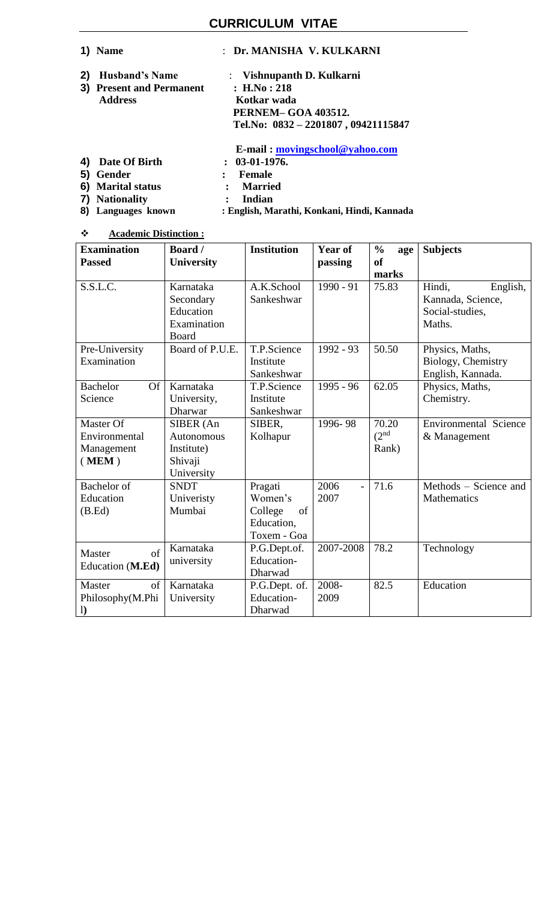# CURRICULUM VITAE

1) **Name** : **Dr. MANISHA V. KULKARNI**

2) **Husband's Name** : **Vishnupanth D. Kulkarni**

3) **Present and Permanent Address** : **H.No : 218**
**Kotkar wada**
**PERNEM– GOA 403512.**
**Tel.No: 0832 – 2201807 , 09421115847**

**E-mail : movingschool@yahoo.com**

4) **Date Of Birth** : **03-01-1976.**

5) **Gender** : **Female**

6) **Marital status** : **Married**

7) **Nationality** : **Indian**

8) **Languages known** : **English, Marathi, Konkani, Hindi, Kannada**

❖ **Academic Distinction :**

| Examination Passed | Board / University | Institution | Year of passing | % age of marks | Subjects |
|---|---|---|---|---|---|
| S.S.L.C. | Karnataka Secondary Education Examination Board | A.K.School Sankeshwar | 1990 - 91 | 75.83 | Hindi, English, Kannada, Science, Social-studies, Maths. |
| Pre-University Examination | Board of P.U.E. | T.P.Science Institute Sankeshwar | 1992 - 93 | 50.50 | Physics, Maths, Biology, Chemistry English, Kannada. |
| Bachelor Of Science | Karnataka University, Dharwar | T.P.Science Institute Sankeshwar | 1995 - 96 | 62.05 | Physics, Maths, Chemistry. |
| Master Of Environmental Management (**MEM**) | SIBER (An Autonomous Institute) Shivaji University | SIBER, Kolhapur | 1996- 98 | 70.20 (2nd Rank) | Environmental Science & Management |
| Bachelor of Education (B.Ed) | SNDT Univeristy Mumbai | Pragati Women's College of Education, Toxem - Goa | 2006 - 2007 | 71.6 | Methods – Science and Mathematics |
| Master of Education (**M.Ed**) | Karnataka university | P.G.Dept.of. Education- Dharwad | 2007-2008 | 78.2 | Technology |
| Master of Philosophy(M.Phil) | Karnataka University | P.G.Dept. of. Education- Dharwad | 2008- 2009 | 82.5 | Education |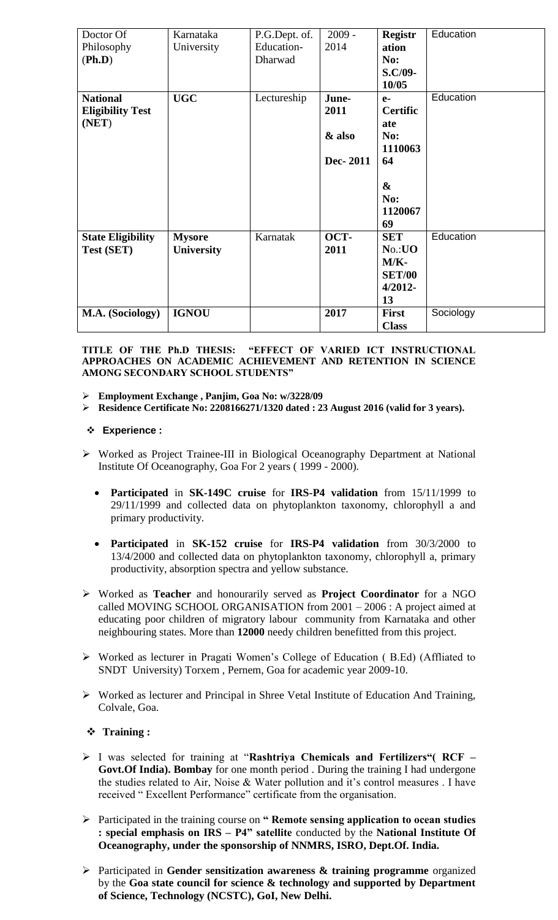| Doctor Of Philosophy (**Ph.D**) | Karnataka University | P.G.Dept. of. Education- Dharwad | 2009 - 2014 | **Registration No: S.C/09-10/05** | Education |
|---|---|---|---|---|---|
| **National Eligibility Test (NET)** | **UGC** | Lectureship | **June-2011 & also Dec- 2011** | **e-Certificate No: 111006364 & No: 112006769** | Education |
| **State Eligibility Test (SET)** | **Mysore University** | Karnatak | **OCT-2011** | **SET No.:UO M/K-SET/004/2012-13** | Education |
| **M.A. (Sociology)** | **IGNOU** | | **2017** | **First Class** | Sociology |

**TITLE OF THE Ph.D THESIS: "EFFECT OF VARIED ICT INSTRUCTIONAL APPROACHES ON ACADEMIC ACHIEVEMENT AND RETENTION IN SCIENCE AMONG SECONDARY SCHOOL STUDENTS"**

- **Employment Exchange , Panjim, Goa No: w/3228/09**
- **Residence Certificate No: 2208166271/1320 dated : 23 August 2016 (valid for 3 years).**

### Experience :

- Worked as Project Trainee-III in Biological Oceanography Department at National Institute Of Oceanography, Goa For 2 years ( 1999 - 2000).
  - **Participated** in **SK-149C cruise** for **IRS-P4 validation** from 15/11/1999 to 29/11/1999 and collected data on phytoplankton taxonomy, chlorophyll a and primary productivity.
  - **Participated** in **SK-152 cruise** for **IRS-P4 validation** from 30/3/2000 to 13/4/2000 and collected data on phytoplankton taxonomy, chlorophyll a, primary productivity, absorption spectra and yellow substance.
- Worked as **Teacher** and honourarily served as **Project Coordinator** for a NGO called MOVING SCHOOL ORGANISATION from 2001 – 2006 : A project aimed at educating poor children of migratory labour community from Karnataka and other neighbouring states. More than **12000** needy children benefitted from this project.
- Worked as lecturer in Pragati Women's College of Education ( B.Ed) (Affliated to SNDT University) Torxem , Pernem, Goa for academic year 2009-10.
- Worked as lecturer and Principal in Shree Vetal Institute of Education And Training, Colvale, Goa.

### Training :

- I was selected for training at "**Rashtriya Chemicals and Fertilizers"( RCF – Govt.Of India). Bombay** for one month period . During the training I had undergone the studies related to Air, Noise & Water pollution and it's control measures . I have received " Excellent Performance" certificate from the organisation.
- Participated in the training course on **" Remote sensing application to ocean studies : special emphasis on IRS – P4" satellite** conducted by the **National Institute Of Oceanography, under the sponsorship of NNMRS, ISRO, Dept.Of. India.**
- Participated in **Gender sensitization awareness & training programme** organized by the **Goa state council for science & technology and supported by Department of Science, Technology (NCSTC), GoI, New Delhi.**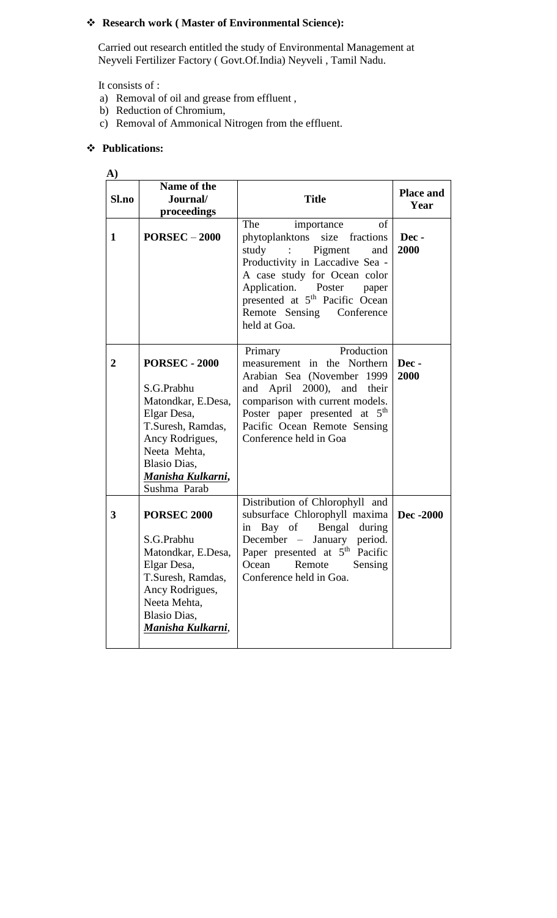- **Research work ( Master of Environmental Science):**

Carried out research entitled the study of Environmental Management at Neyveli Fertilizer Factory ( Govt.Of.India) Neyveli , Tamil Nadu.

It consists of :

a) Removal of oil and grease from effluent ,
b) Reduction of Chromium,
c) Removal of Ammonical Nitrogen from the effluent.

- **Publications:**

**A)**

| Sl.no | Name of the Journal/ proceedings | Title | Place and Year |
|---|---|---|---|
| **1** | **PORSEC – 2000** | The importance of phytoplanktons size fractions study : Pigment and Productivity in Laccadive Sea - A case study for Ocean color Application. Poster paper presented at 5th Pacific Ocean Remote Sensing Conference held at Goa. | **Dec - 2000** |
| **2** | **PORSEC - 2000** S.G.Prabhu Matondkar, E.Desa, Elgar Desa, T.Suresh, Ramdas, Ancy Rodrigues, Neeta Mehta, Blasio Dias, ***Manisha Kulkarni***, Sushma Parab | Primary Production measurement in the Northern Arabian Sea (November 1999 and April 2000), and their comparison with current models. Poster paper presented at 5th Pacific Ocean Remote Sensing Conference held in Goa | **Dec - 2000** |
| **3** | **PORSEC 2000** S.G.Prabhu Matondkar, E.Desa, Elgar Desa, T.Suresh, Ramdas, Ancy Rodrigues, Neeta Mehta, Blasio Dias, ***Manisha Kulkarni***, | Distribution of Chlorophyll and subsurface Chlorophyll maxima in Bay of Bengal during December – January period. Paper presented at 5th Pacific Ocean Remote Sensing Conference held in Goa. | **Dec -2000** |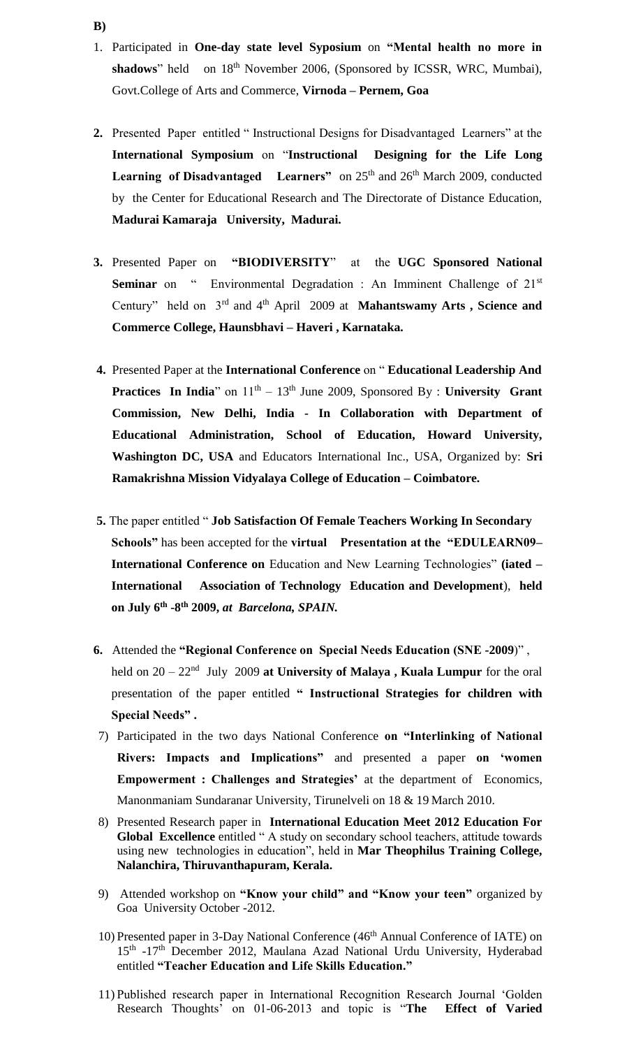**B)**

1. Participated in **One-day state level Syposium** on **"Mental health no more in shadows"** held on 18th November 2006, (Sponsored by ICSSR, WRC, Mumbai), Govt.College of Arts and Commerce, **Virnoda – Pernem, Goa**

2. Presented Paper entitled " Instructional Designs for Disadvantaged Learners" at the **International Symposium** on "**Instructional Designing for the Life Long Learning of Disadvantaged Learners"** on 25th and 26th March 2009, conducted by the Center for Educational Research and The Directorate of Distance Education, **Madurai Kamaraja University, Madurai.**

3. Presented Paper on **"BIODIVERSITY"** at the **UGC Sponsored National Seminar** on " Environmental Degradation : An Imminent Challenge of 21st Century" held on 3rd and 4th April 2009 at **Mahantswamy Arts , Science and Commerce College, Haunsbhavi – Haveri , Karnataka.**

4. Presented Paper at the **International Conference** on " **Educational Leadership And Practices In India**" on 11th – 13th June 2009, Sponsored By : **University Grant Commission, New Delhi, India - In Collaboration with Department of Educational Administration, School of Education, Howard University, Washington DC, USA** and Educators International Inc., USA, Organized by: **Sri Ramakrishna Mission Vidyalaya College of Education – Coimbatore.**

5. The paper entitled " **Job Satisfaction Of Female Teachers Working In Secondary Schools"** has been accepted for the **virtual Presentation at the "EDULEARN09– International Conference on** Education and New Learning Technologies" **(iated – International Association of Technology Education and Development**), **held on July 6th -8th 2009,** ***at Barcelona, SPAIN.***

6. Attended the **"Regional Conference on Special Needs Education (SNE -2009**)" , held on 20 – 22nd July 2009 **at University of Malaya , Kuala Lumpur** for the oral presentation of the paper entitled **" Instructional Strategies for children with Special Needs" .**

7) Participated in the two days National Conference **on "Interlinking of National Rivers: Impacts and Implications"** and presented a paper **on 'women Empowerment : Challenges and Strategies'** at the department of Economics, Manonmaniam Sundaranar University, Tirunelveli on 18 & 19 March 2010.

8) Presented Research paper in **International Education Meet 2012 Education For Global Excellence** entitled " A study on secondary school teachers, attitude towards using new technologies in education", held in **Mar Theophilus Training College, Nalanchira, Thiruvanthapuram, Kerala.**

9) Attended workshop on **"Know your child" and "Know your teen"** organized by Goa University October -2012.

10) Presented paper in 3-Day National Conference (46th Annual Conference of IATE) on 15th -17th December 2012, Maulana Azad National Urdu University, Hyderabad entitled **"Teacher Education and Life Skills Education."**

11) Published research paper in International Recognition Research Journal 'Golden Research Thoughts' on 01-06-2013 and topic is "**The Effect of Varied**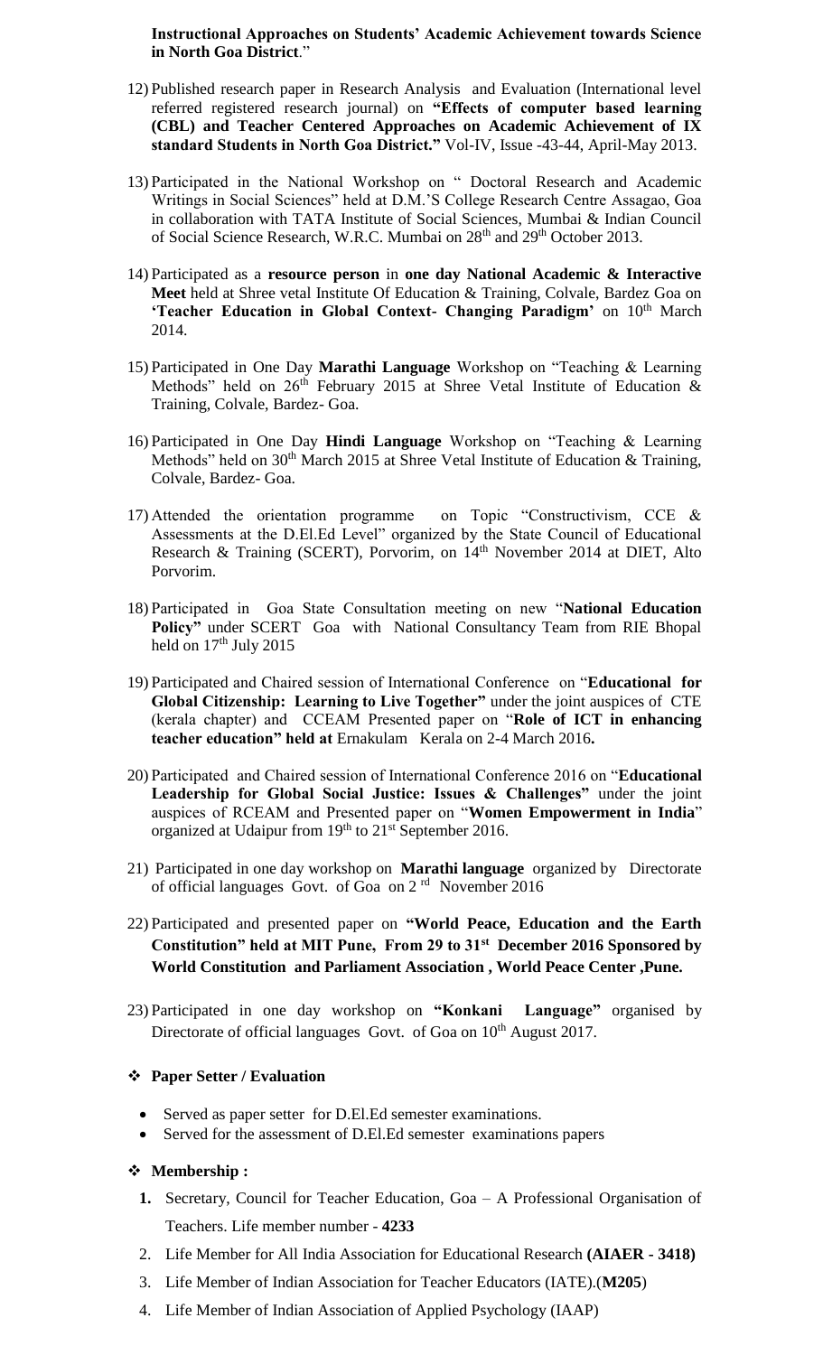**Instructional Approaches on Students' Academic Achievement towards Science in North Goa District**."

12) Published research paper in Research Analysis and Evaluation (International level referred registered research journal) on **"Effects of computer based learning (CBL) and Teacher Centered Approaches on Academic Achievement of IX standard Students in North Goa District."** Vol-IV, Issue -43-44, April-May 2013.

13) Participated in the National Workshop on " Doctoral Research and Academic Writings in Social Sciences" held at D.M.'S College Research Centre Assagao, Goa in collaboration with TATA Institute of Social Sciences, Mumbai & Indian Council of Social Science Research, W.R.C. Mumbai on 28th and 29th October 2013.

14) Participated as a **resource person** in **one day National Academic & Interactive Meet** held at Shree vetal Institute Of Education & Training, Colvale, Bardez Goa on **'Teacher Education in Global Context- Changing Paradigm'** on 10th March 2014.

15) Participated in One Day **Marathi Language** Workshop on "Teaching & Learning Methods" held on 26th February 2015 at Shree Vetal Institute of Education & Training, Colvale, Bardez- Goa.

16) Participated in One Day **Hindi Language** Workshop on "Teaching & Learning Methods" held on 30th March 2015 at Shree Vetal Institute of Education & Training, Colvale, Bardez- Goa.

17) Attended the orientation programme on Topic "Constructivism, CCE & Assessments at the D.El.Ed Level" organized by the State Council of Educational Research & Training (SCERT), Porvorim, on 14th November 2014 at DIET, Alto Porvorim.

18) Participated in Goa State Consultation meeting on new "**National Education Policy"** under SCERT Goa with National Consultancy Team from RIE Bhopal held on 17th July 2015

19) Participated and Chaired session of International Conference on "**Educational for Global Citizenship: Learning to Live Together"** under the joint auspices of CTE (kerala chapter) and CCEAM Presented paper on "**Role of ICT in enhancing teacher education" held at** Ernakulam Kerala on 2-4 March 2016**.**

20) Participated and Chaired session of International Conference 2016 on "**Educational Leadership for Global Social Justice: Issues & Challenges"** under the joint auspices of RCEAM and Presented paper on "**Women Empowerment in India**" organized at Udaipur from 19th to 21st September 2016.

21) Participated in one day workshop on **Marathi language** organized by Directorate of official languages Govt. of Goa on 2rd November 2016

22) Participated and presented paper on **"World Peace, Education and the Earth Constitution" held at MIT Pune, From 29 to 31st December 2016 Sponsored by World Constitution and Parliament Association , World Peace Center ,Pune.**

23) Participated in one day workshop on **"Konkani Language"** organised by Directorate of official languages Govt. of Goa on 10th August 2017.

- **Paper Setter / Evaluation**
  - Served as paper setter for D.El.Ed semester examinations.
  - Served for the assessment of D.El.Ed semester examinations papers

- **Membership :**

1. Secretary, Council for Teacher Education, Goa – A Professional Organisation of Teachers. Life member number - **4233**
2. Life Member for All India Association for Educational Research **(AIAER - 3418)**
3. Life Member of Indian Association for Teacher Educators (IATE).(**M205**)
4. Life Member of Indian Association of Applied Psychology (IAAP)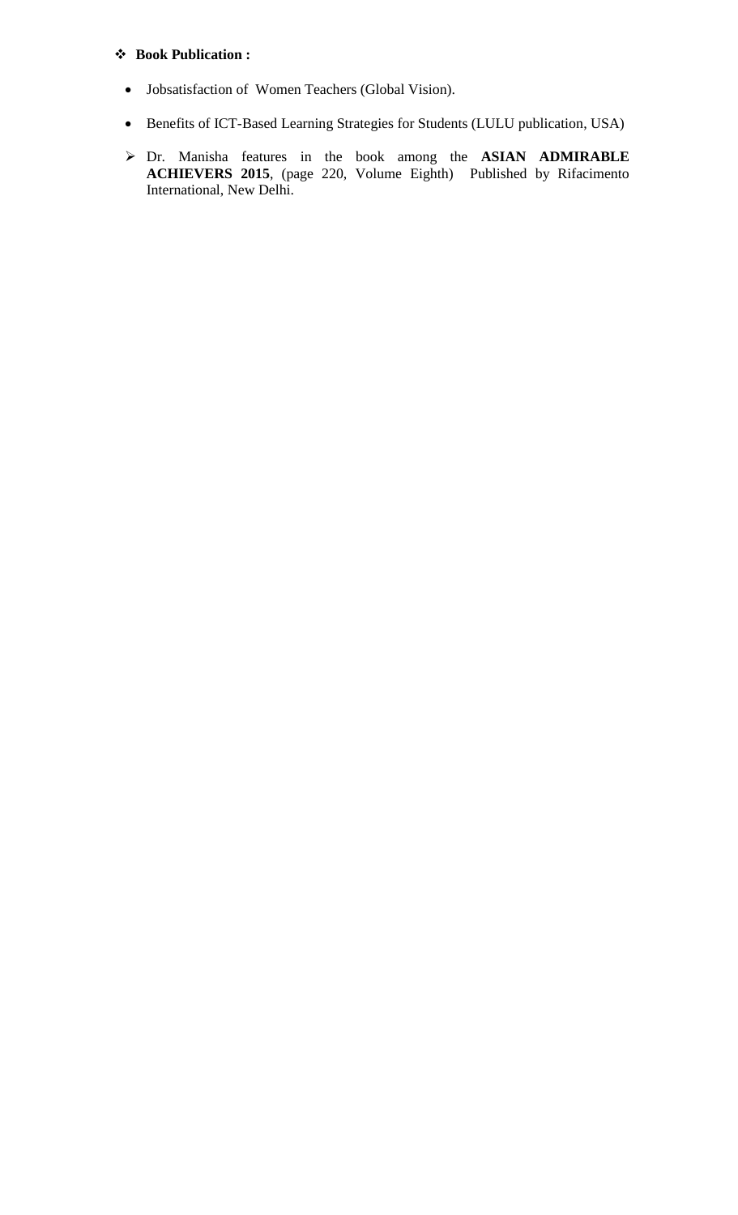- **Book Publication :**

  - Jobsatisfaction of Women Teachers (Global Vision).
  - Benefits of ICT-Based Learning Strategies for Students (LULU publication, USA)

  - Dr. Manisha features in the book among the **ASIAN ADMIRABLE ACHIEVERS 2015**, (page 220, Volume Eighth) Published by Rifacimento International, New Delhi.